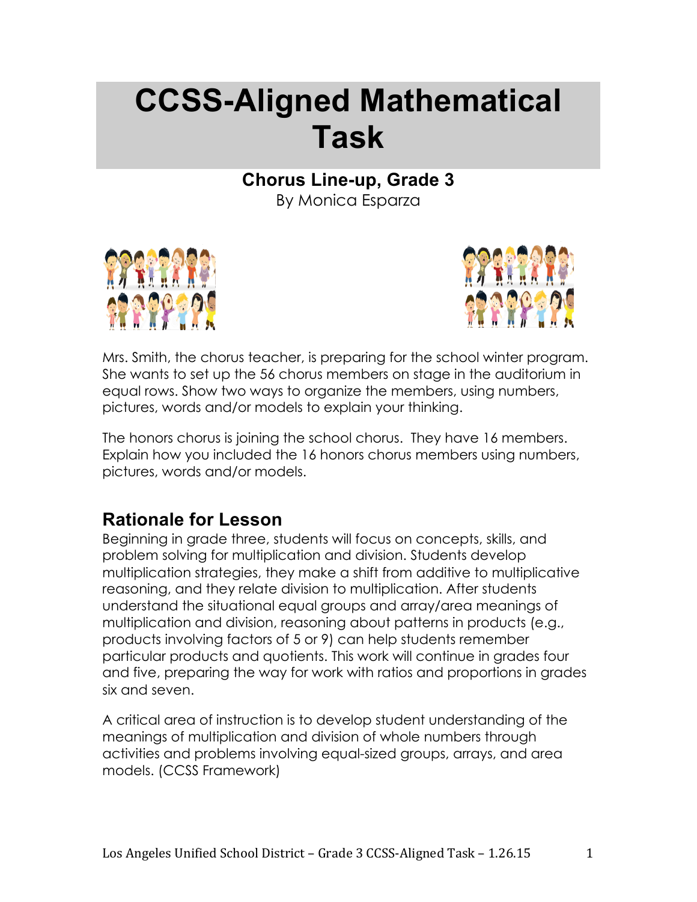# CCSS-Aligned Mathematical Task

## Chorus Line-up, Grade 3

By Monica Esparza

Mrs. Smith, the chorus teacher, is preparing for the school winter program. She wants to set up the 56 chorus members on stage in the auditorium in equal rows. Show two ways to organize the members, using numbers, pictures, words and/or models to explain your thinking.

The honors chorus is joining the school chorus. They have 16 members. Explain how you included the 16 honors chorus members using numbers, pictures, words and/or models.

## Rationale for Lesson

Beginning in grade three, students will focus on concepts, skills, and problem solving for multiplication and division. Students develop multiplication strategies, they make a shift from additive to multiplicative reasoning, and they relate division to multiplication. After students understand the situational equal groups and array/area meanings of multiplication and division, reasoning about patterns in products (e.g., products involving factors of 5 or 9) can help students remember particular products and quotients. This work will continue in grades four and five, preparing the way for work with ratios and proportions in grades six and seven.

A critical area of instruction is to develop student understanding of the meanings of multiplication and division of whole numbers through activities and problems involving equal-sized groups, arrays, and area models. (CCSS Framework)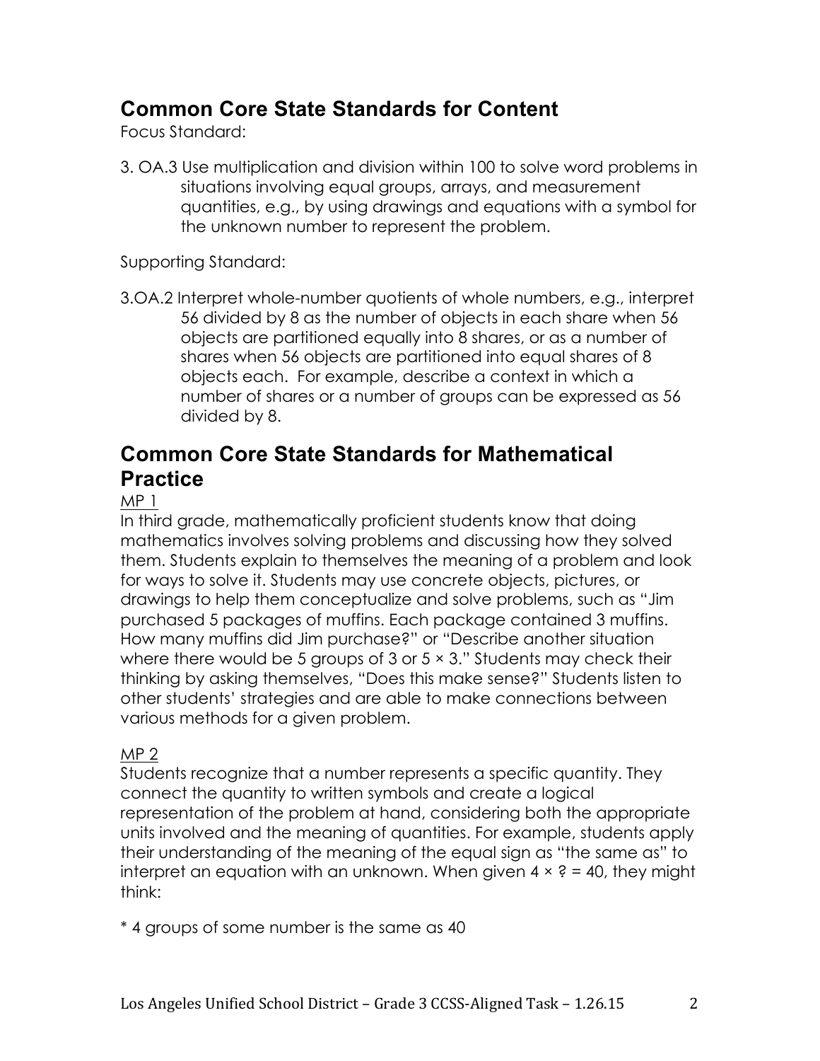## Common Core State Standards for Content

Focus Standard:

3. OA.3 Use multiplication and division within 100 to solve word problems in situations involving equal groups, arrays, and measurement quantities, e.g., by using drawings and equations with a symbol for the unknown number to represent the problem.

Supporting Standard:

3.OA.2 Interpret whole-number quotients of whole numbers, e.g., interpret 56 divided by 8 as the number of objects in each share when 56 objects are partitioned equally into 8 shares, or as a number of shares when 56 objects are partitioned into equal shares of 8 objects each. For example, describe a context in which a number of shares or a number of groups can be expressed as 56 divided by 8.

## Common Core State Standards for Mathematical Practice

<u>MP 1</u>

In third grade, mathematically proficient students know that doing mathematics involves solving problems and discussing how they solved them. Students explain to themselves the meaning of a problem and look for ways to solve it. Students may use concrete objects, pictures, or drawings to help them conceptualize and solve problems, such as "Jim purchased 5 packages of muffins. Each package contained 3 muffins. How many muffins did Jim purchase?" or "Describe another situation where there would be 5 groups of 3 or $5 \times 3$." Students may check their thinking by asking themselves, "Does this make sense?" Students listen to other students' strategies and are able to make connections between various methods for a given problem.

<u>MP 2</u>

Students recognize that a number represents a specific quantity. They connect the quantity to written symbols and create a logical representation of the problem at hand, considering both the appropriate units involved and the meaning of quantities. For example, students apply their understanding of the meaning of the equal sign as "the same as" to interpret an equation with an unknown. When given $4 \times ? = 40$, they might think:

* 4 groups of some number is the same as 40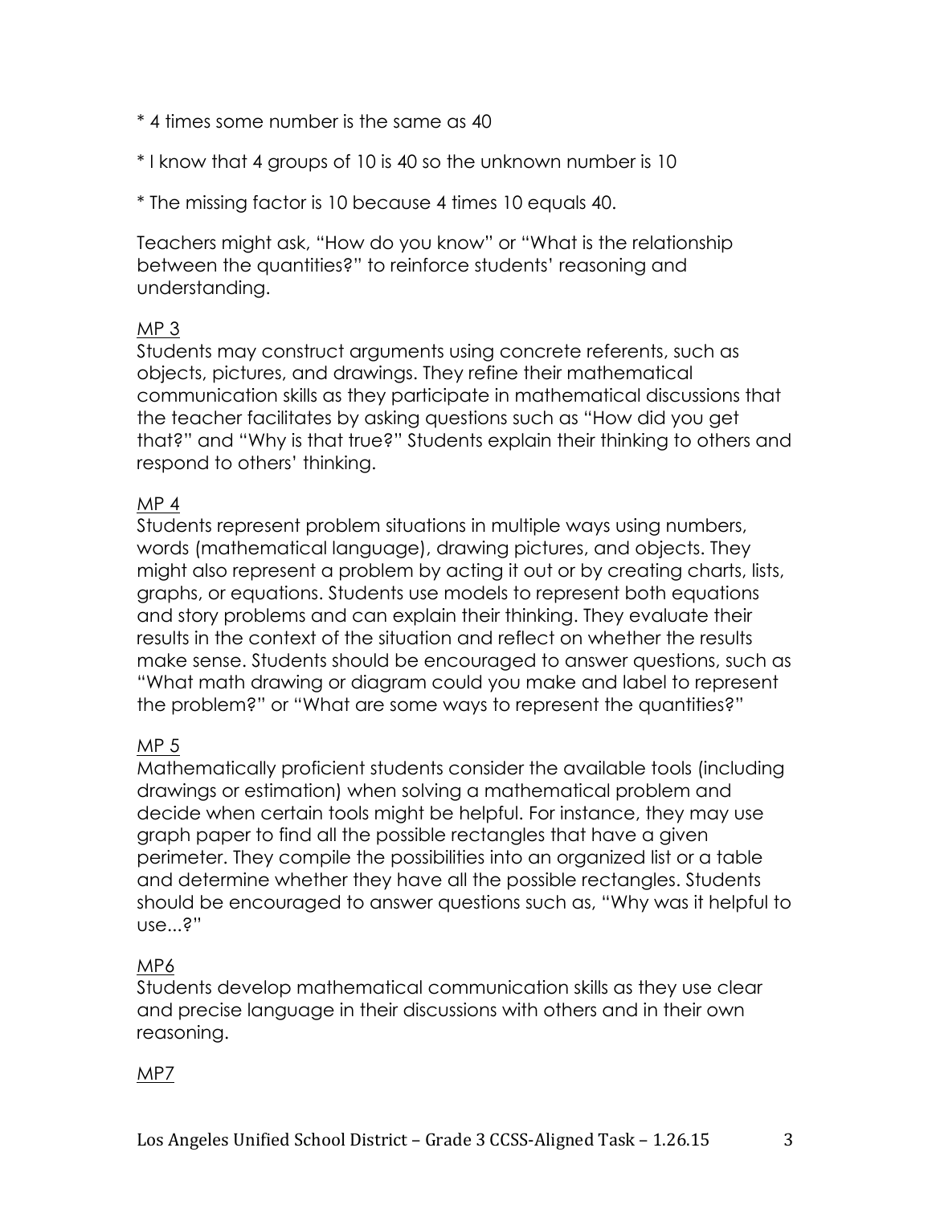* 4 times some number is the same as 40

* I know that 4 groups of 10 is 40 so the unknown number is 10

* The missing factor is 10 because 4 times 10 equals 40.

Teachers might ask, "How do you know" or "What is the relationship between the quantities?" to reinforce students' reasoning and understanding.

<u>MP 3</u>
Students may construct arguments using concrete referents, such as objects, pictures, and drawings. They refine their mathematical communication skills as they participate in mathematical discussions that the teacher facilitates by asking questions such as "How did you get that?" and "Why is that true?" Students explain their thinking to others and respond to others' thinking.

<u>MP 4</u>
Students represent problem situations in multiple ways using numbers, words (mathematical language), drawing pictures, and objects. They might also represent a problem by acting it out or by creating charts, lists, graphs, or equations. Students use models to represent both equations and story problems and can explain their thinking. They evaluate their results in the context of the situation and reflect on whether the results make sense. Students should be encouraged to answer questions, such as "What math drawing or diagram could you make and label to represent the problem?" or "What are some ways to represent the quantities?"

<u>MP 5</u>
Mathematically proficient students consider the available tools (including drawings or estimation) when solving a mathematical problem and decide when certain tools might be helpful. For instance, they may use graph paper to find all the possible rectangles that have a given perimeter. They compile the possibilities into an organized list or a table and determine whether they have all the possible rectangles. Students should be encouraged to answer questions such as, "Why was it helpful to use...?"

<u>MP6</u>
Students develop mathematical communication skills as they use clear and precise language in their discussions with others and in their own reasoning.

<u>MP7</u>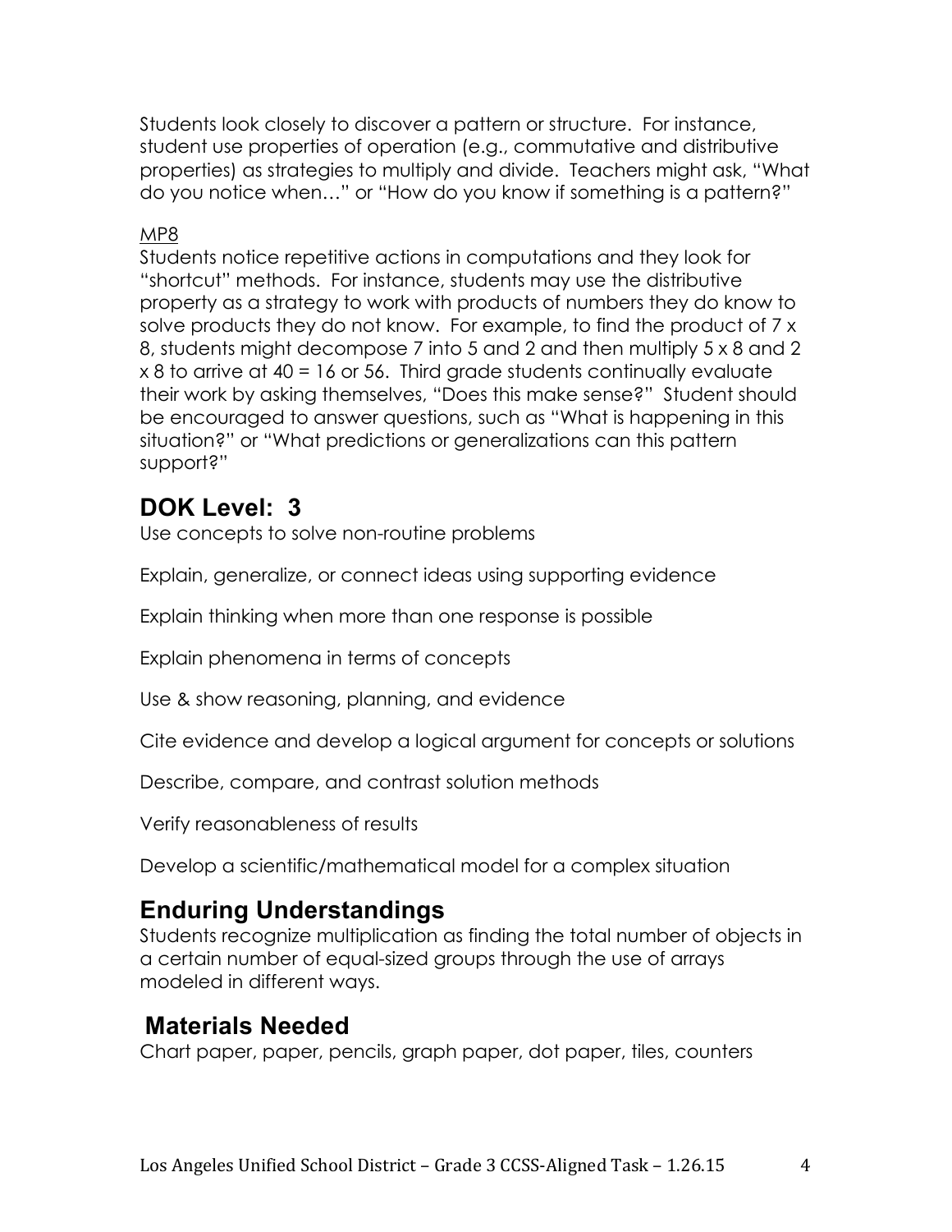Students look closely to discover a pattern or structure. For instance, student use properties of operation (e.g., commutative and distributive properties) as strategies to multiply and divide. Teachers might ask, "What do you notice when…" or "How do you know if something is a pattern?"

<u>MP8</u>

Students notice repetitive actions in computations and they look for "shortcut" methods. For instance, students may use the distributive property as a strategy to work with products of numbers they do know to solve products they do not know. For example, to find the product of 7 x 8, students might decompose 7 into 5 and 2 and then multiply 5 x 8 and 2 x 8 to arrive at 40 = 16 or 56. Third grade students continually evaluate their work by asking themselves, "Does this make sense?" Student should be encouraged to answer questions, such as "What is happening in this situation?" or "What predictions or generalizations can this pattern support?"

## DOK Level: 3

Use concepts to solve non-routine problems

Explain, generalize, or connect ideas using supporting evidence

Explain thinking when more than one response is possible

Explain phenomena in terms of concepts

Use & show reasoning, planning, and evidence

Cite evidence and develop a logical argument for concepts or solutions

Describe, compare, and contrast solution methods

Verify reasonableness of results

Develop a scientific/mathematical model for a complex situation

## Enduring Understandings

Students recognize multiplication as finding the total number of objects in a certain number of equal-sized groups through the use of arrays modeled in different ways.

## Materials Needed

Chart paper, paper, pencils, graph paper, dot paper, tiles, counters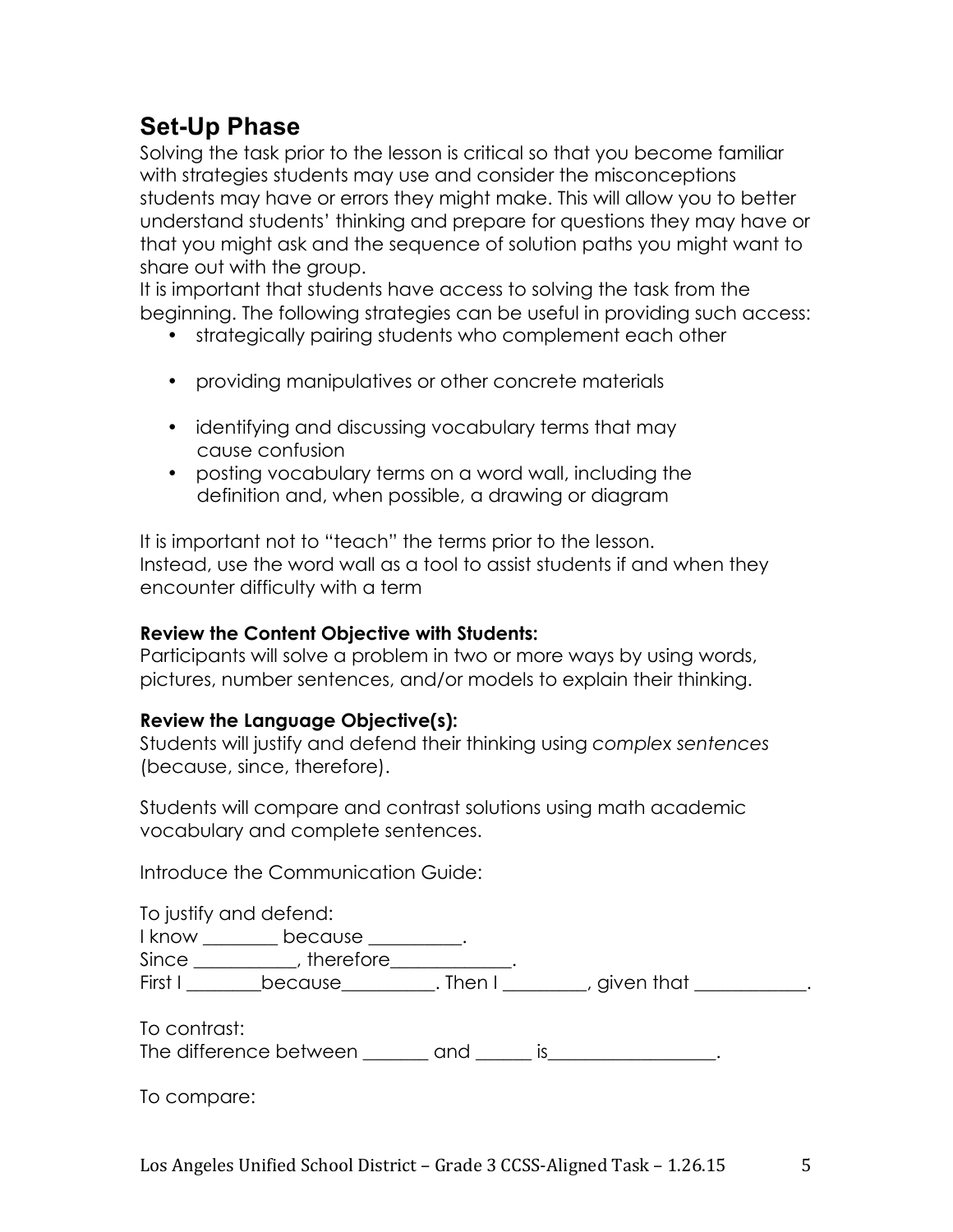## Set-Up Phase

Solving the task prior to the lesson is critical so that you become familiar with strategies students may use and consider the misconceptions students may have or errors they might make. This will allow you to better understand students' thinking and prepare for questions they may have or that you might ask and the sequence of solution paths you might want to share out with the group.

It is important that students have access to solving the task from the beginning. The following strategies can be useful in providing such access:

- strategically pairing students who complement each other
- providing manipulatives or other concrete materials
- identifying and discussing vocabulary terms that may cause confusion
- posting vocabulary terms on a word wall, including the definition and, when possible, a drawing or diagram

It is important not to "teach" the terms prior to the lesson.
Instead, use the word wall as a tool to assist students if and when they encounter difficulty with a term

**Review the Content Objective with Students:**
Participants will solve a problem in two or more ways by using words, pictures, number sentences, and/or models to explain their thinking.

**Review the Language Objective(s):**
Students will justify and defend their thinking using *complex sentences* (because, since, therefore).

Students will compare and contrast solutions using math academic vocabulary and complete sentences.

Introduce the Communication Guide:

To justify and defend:
I know ________ because __________.
Since ___________, therefore_____________.
First I ________because__________. Then I _________, given that ____________.

To contrast:
The difference between _______ and ______ is__________________.

To compare: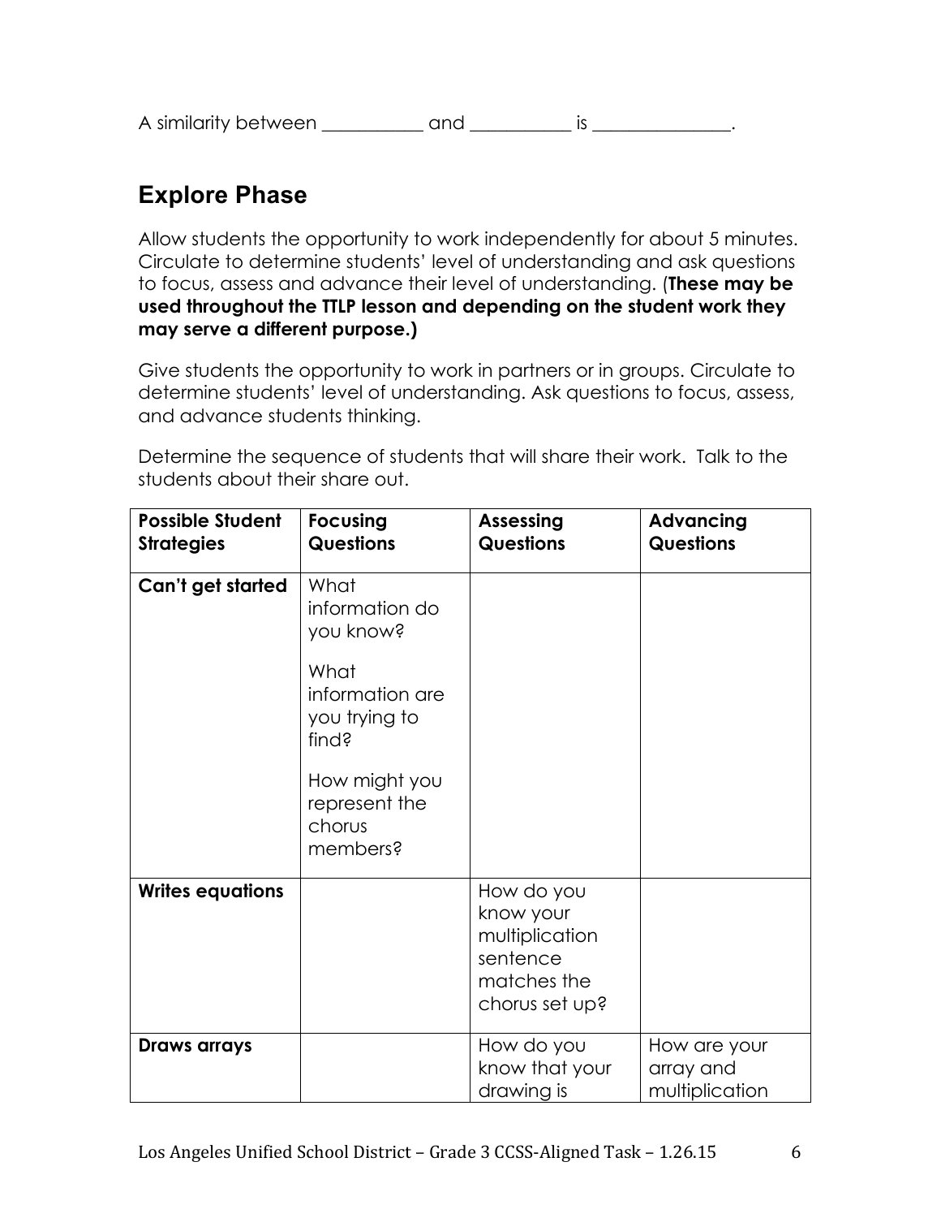A similarity between __________ and __________ is ______________.

## Explore Phase

Allow students the opportunity to work independently for about 5 minutes. Circulate to determine students' level of understanding and ask questions to focus, assess and advance their level of understanding. (**These may be used throughout the TTLP lesson and depending on the student work they may serve a different purpose.)**

Give students the opportunity to work in partners or in groups. Circulate to determine students' level of understanding. Ask questions to focus, assess, and advance students thinking.

Determine the sequence of students that will share their work. Talk to the students about their share out.

| Possible Student Strategies | Focusing Questions | Assessing Questions | Advancing Questions |
|---|---|---|---|
| **Can't get started** | What information do you know?<br><br>What information are you trying to find?<br><br>How might you represent the chorus members? | | |
| **Writes equations** | | How do you know your multiplication sentence matches the chorus set up? | |
| **Draws arrays** | | How do you know that your drawing is | How are your array and multiplication |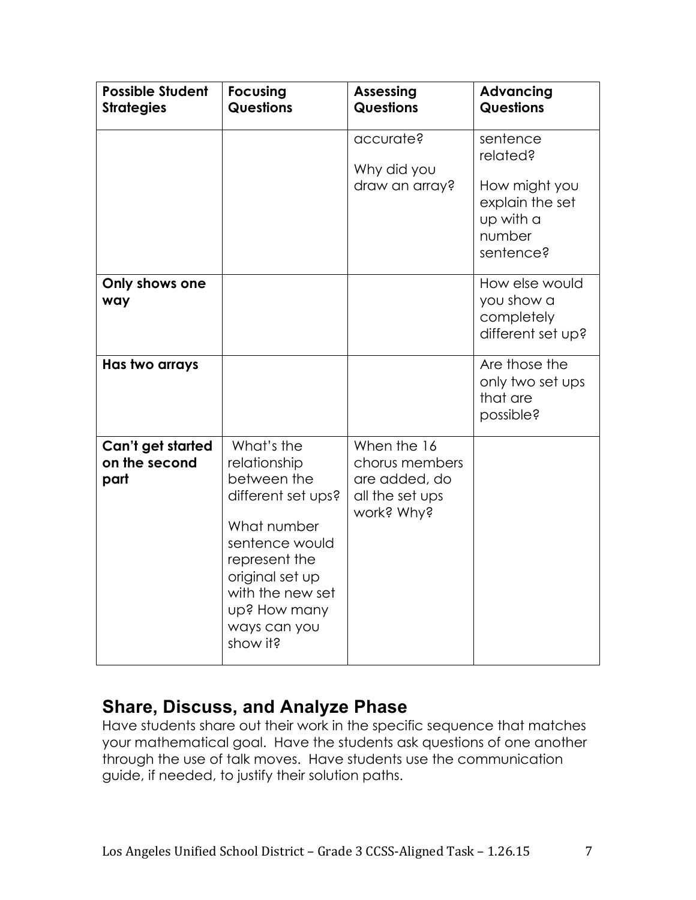| Possible Student Strategies | Focusing Questions | Assessing Questions | Advancing Questions |
| --- | --- | --- | --- |
| | | accurate?<br><br>Why did you draw an array? | sentence related?<br><br>How might you explain the set up with a number sentence? |
| **Only shows one way** | | | How else would you show a completely different set up? |
| **Has two arrays** | | | Are those the only two set ups that are possible? |
| **Can't get started on the second part** | What's the relationship between the different set ups?<br><br>What number sentence would represent the original set up with the new set up? How many ways can you show it? | When the 16 chorus members are added, do all the set ups work? Why? | |

## Share, Discuss, and Analyze Phase

Have students share out their work in the specific sequence that matches your mathematical goal. Have the students ask questions of one another through the use of talk moves. Have students use the communication guide, if needed, to justify their solution paths.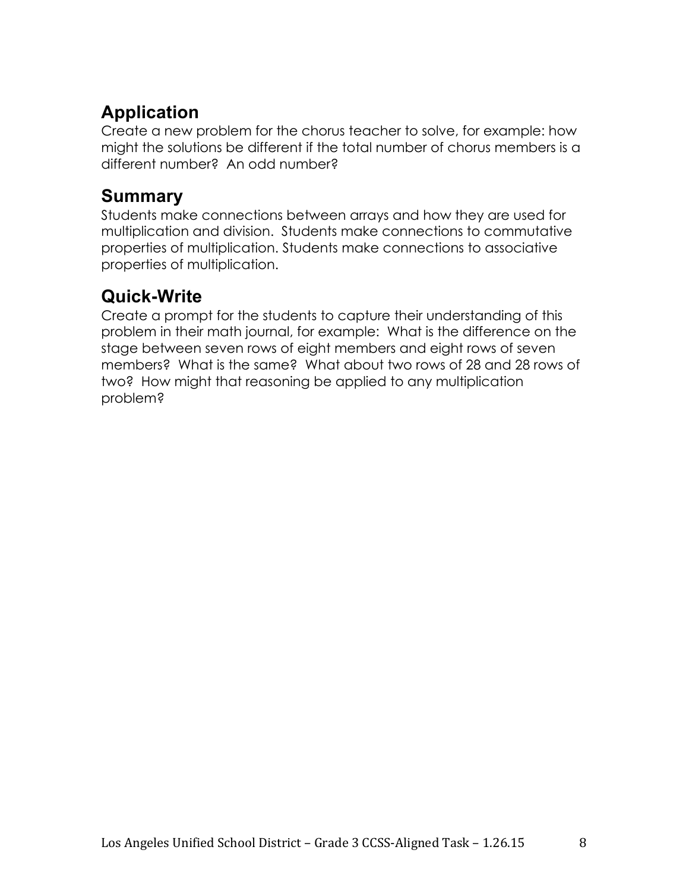## Application

Create a new problem for the chorus teacher to solve, for example: how might the solutions be different if the total number of chorus members is a different number? An odd number?

## Summary

Students make connections between arrays and how they are used for multiplication and division. Students make connections to commutative properties of multiplication. Students make connections to associative properties of multiplication.

## Quick-Write

Create a prompt for the students to capture their understanding of this problem in their math journal, for example: What is the difference on the stage between seven rows of eight members and eight rows of seven members? What is the same? What about two rows of 28 and 28 rows of two? How might that reasoning be applied to any multiplication problem?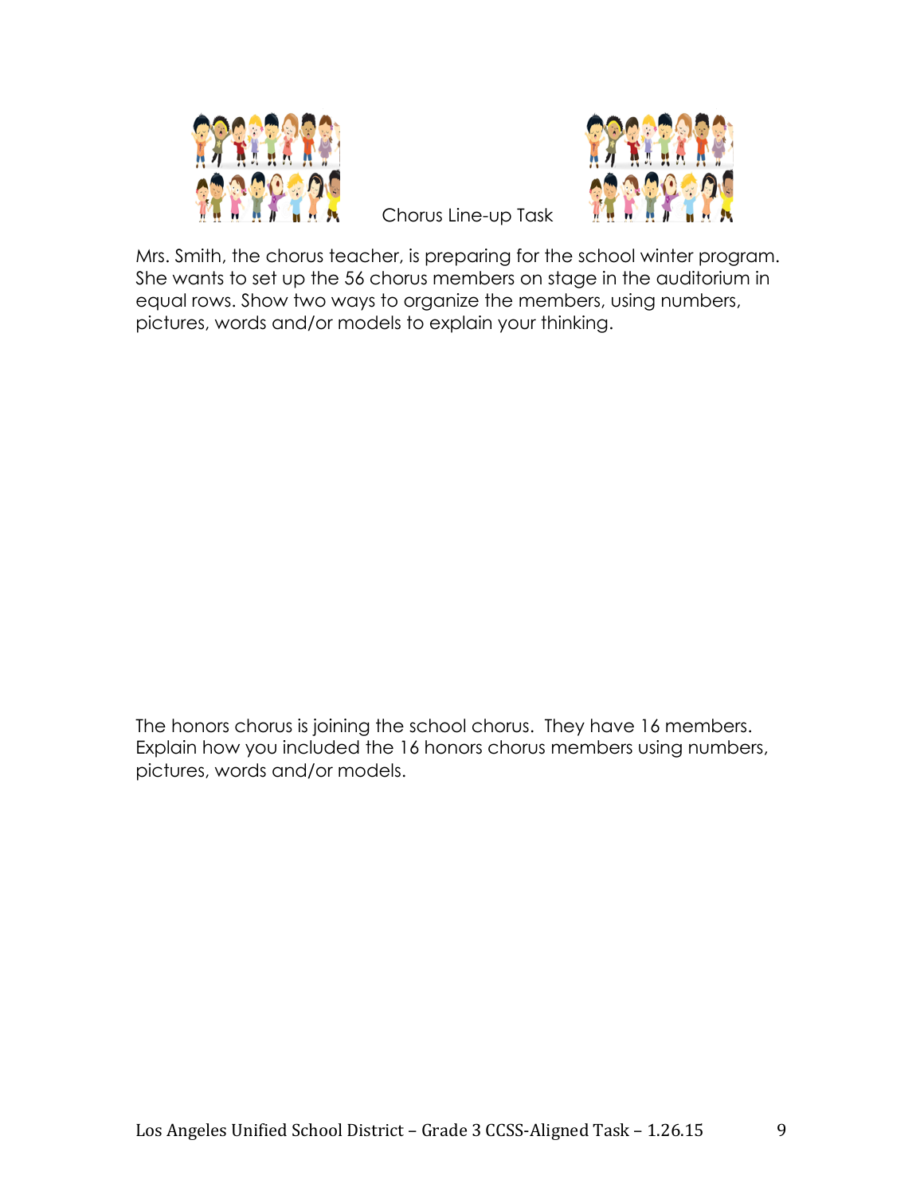# Chorus Line-up Task

Mrs. Smith, the chorus teacher, is preparing for the school winter program. She wants to set up the 56 chorus members on stage in the auditorium in equal rows. Show two ways to organize the members, using numbers, pictures, words and/or models to explain your thinking.

The honors chorus is joining the school chorus. They have 16 members. Explain how you included the 16 honors chorus members using numbers, pictures, words and/or models.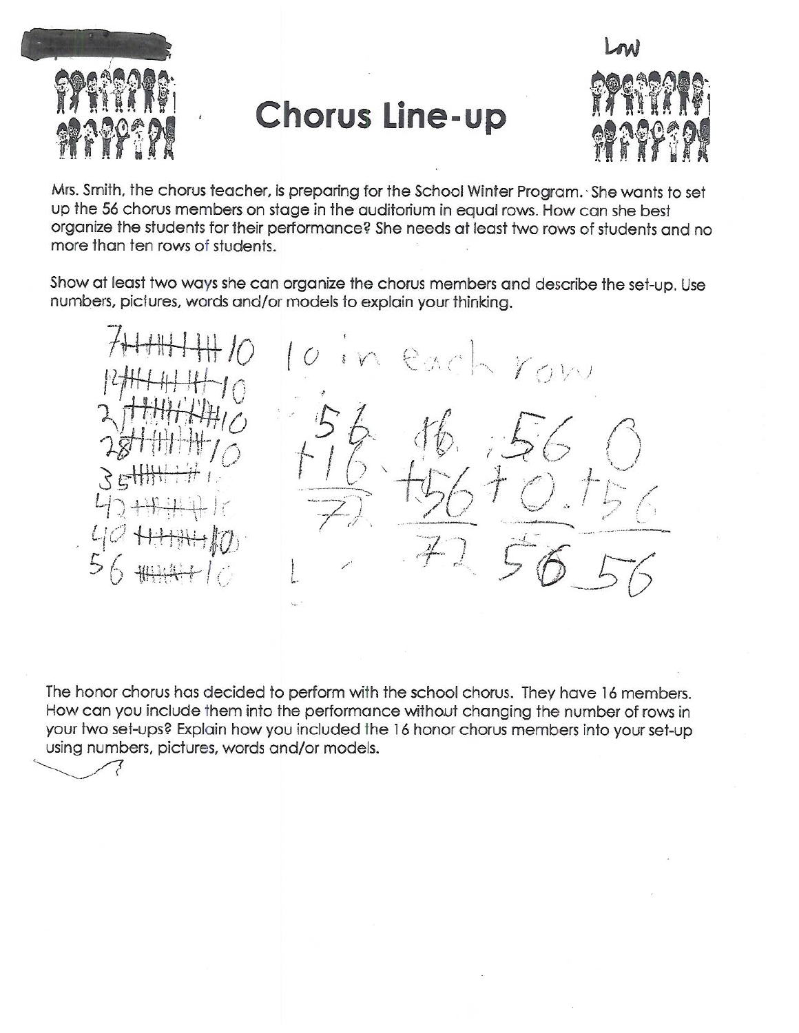Low

# Chorus Line-up

Mrs. Smith, the chorus teacher, is preparing for the School Winter Program. She wants to set up the 56 chorus members on stage in the auditorium in equal rows. How can she best organize the students for their performance? She needs at least two rows of students and no more than ten rows of students.

Show at least two ways she can organize the chorus members and describe the set-up. Use numbers, pictures, words and/or models to explain your thinking.

7 ~~||||||||||~~ 10
14 ~~||||||||||~~ 10
21 ~~||||||||||~~ 10
28 ~~||||||||||~~ 10
35 ~~||||||||||~~ 10
42 ~~||||||||||~~ 10
49 ~~||||||||||~~ 10
56 ~~||||||||||~~ 10

10 in each row

$$\begin{array}{r} 56 \\ +16 \\ \hline 72 \end{array} \quad \begin{array}{r} 16 \\ +56 \\ \hline 72 \end{array} \quad \begin{array}{r} 56 \\ +0 \\ \hline 56 \end{array} \quad \begin{array}{r} 0 \\ +56 \\ \hline 56 \end{array}$$

The honor chorus has decided to perform with the school chorus. They have 16 members. How can you include them into the performance without changing the number of rows in your two set-ups? Explain how you included the 16 honor chorus members into your set-up using numbers, pictures, words and/or models.

?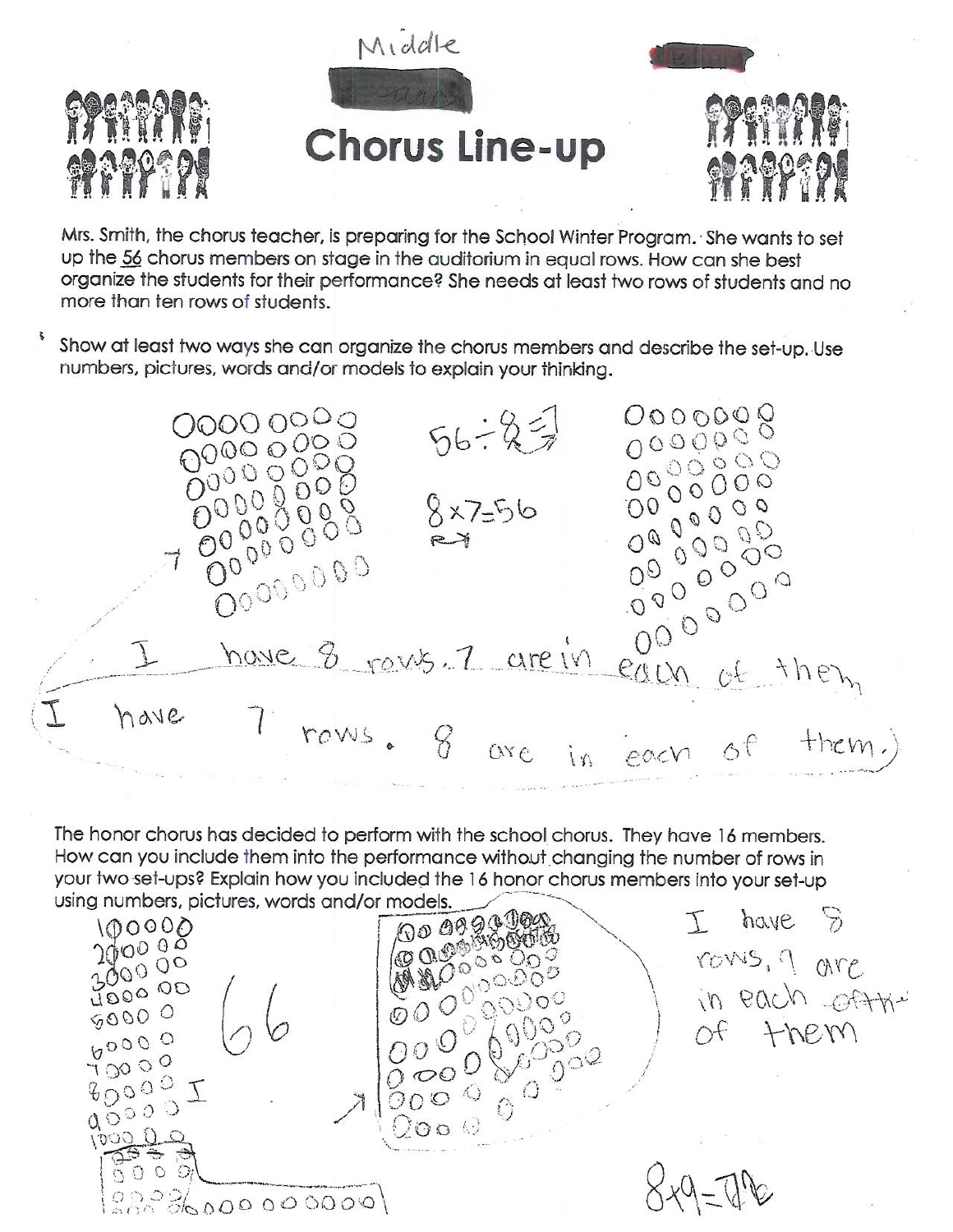Middle

# Chorus Line-up

Mrs. Smith, the chorus teacher, is preparing for the School Winter Program. She wants to set up the 56 chorus members on stage in the auditorium in equal rows. How can she best organize the students for their performance? She needs at least two rows of students and no more than ten rows of students.

Show at least two ways she can organize the chorus members and describe the set-up. Use numbers, pictures, words and/or models to explain your thinking.

$56 \div 8 = 7$

$8 \times 7 = 56$

I have 8 rows. 7 are in each of them

I have 7 rows. 8 are in each of them.

The honor chorus has decided to perform with the school chorus. They have 16 members. How can you include them into the performance without changing the number of rows in your two set-ups? Explain how you included the 16 honor chorus members into your set-up using numbers, pictures, words and/or models.

1, 2, 3, 4, 5, 6, 7, 8, 9, 10

66

I

I have 8 rows, 9 are in each of them

$8 \times 9 = 72$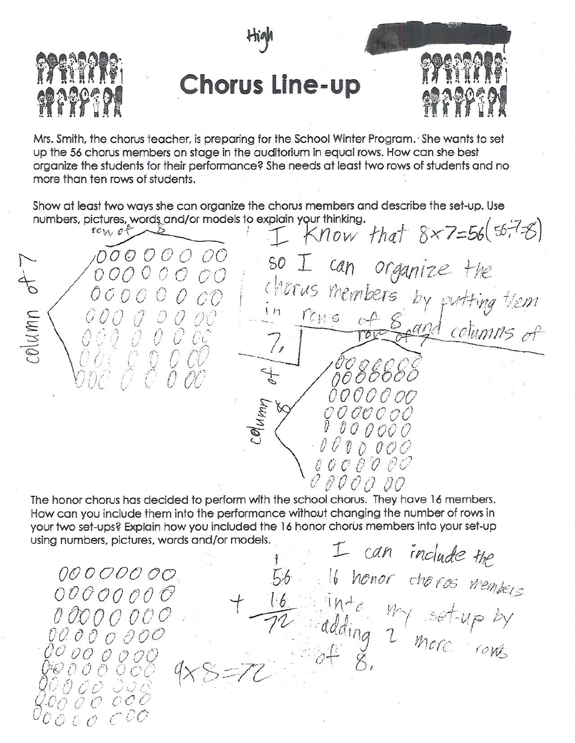High

# Chorus Line-up

Mrs. Smith, the chorus teacher, is preparing for the School Winter Program. She wants to set up the 56 chorus members on stage in the auditorium in equal rows. How can she best organize the students for their performance? She needs at least two rows of students and no more than ten rows of students.

Show at least two ways she can organize the chorus members and describe the set-up. Use numbers, pictures, words and/or models to explain your thinking.

row of 8

column of 7

I know that $8 \times 7 = 56$ ($56 \div 7 = 8$) so I can organize the chorus members by putting them in rows of 8 and columns of 7.

row of 7

column of 8

The honor chorus has decided to perform with the school chorus. They have 16 members. How can you include them into the performance without changing the number of rows in your two set-ups? Explain how you included the 16 honor chorus members into your set-up using numbers, pictures, words and/or models.

$$\begin{array}{r} 56 \\ + \ 16 \\ \hline 72 \end{array}$$

$9 \times 8 = 72$

I can include the 16 honor chorus members into my set-up by adding 2 more rows of 8.